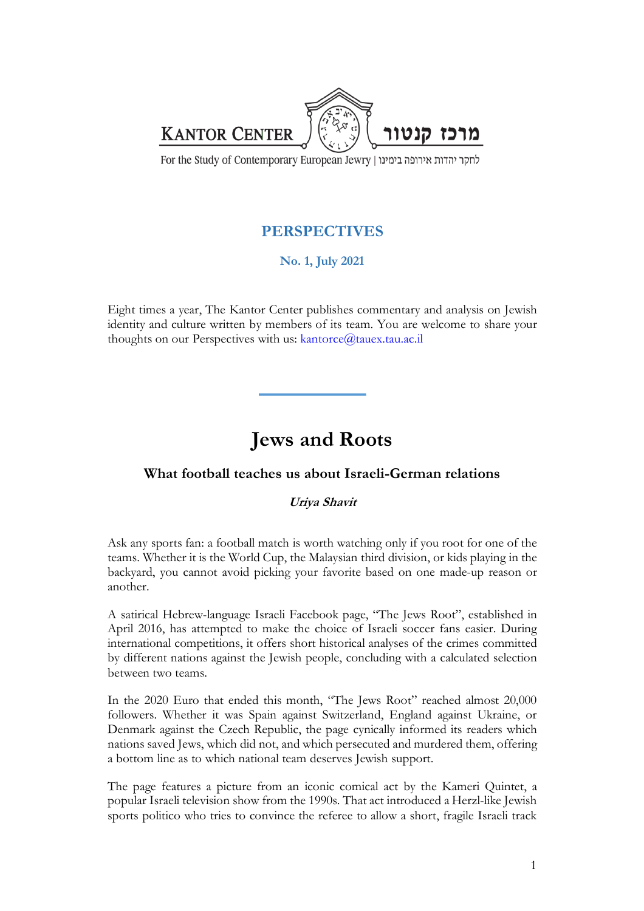KANTOR CENTER מרכז קנטור

For the Study of Contemporary European Jewry | לחקר יהדות אירופה בימינו

## PERSPECTIVES

**No. 1, July 2021**

Eight times a year, The Kantor Center publishes commentary and analysis on Jewish identity and culture written by members of its team. You are welcome to share your thoughts on our Perspectives with us: kantorce@tauex.tau.ac.il

# Jews and Roots

### What football teaches us about Israeli-German relations

***Uriya Shavit***

Ask any sports fan: a football match is worth watching only if you root for one of the teams. Whether it is the World Cup, the Malaysian third division, or kids playing in the backyard, you cannot avoid picking your favorite based on one made-up reason or another.

A satirical Hebrew-language Israeli Facebook page, "The Jews Root", established in April 2016, has attempted to make the choice of Israeli soccer fans easier. During international competitions, it offers short historical analyses of the crimes committed by different nations against the Jewish people, concluding with a calculated selection between two teams.

In the 2020 Euro that ended this month, "The Jews Root" reached almost 20,000 followers. Whether it was Spain against Switzerland, England against Ukraine, or Denmark against the Czech Republic, the page cynically informed its readers which nations saved Jews, which did not, and which persecuted and murdered them, offering a bottom line as to which national team deserves Jewish support.

The page features a picture from an iconic comical act by the Kameri Quintet, a popular Israeli television show from the 1990s. That act introduced a Herzl-like Jewish sports politico who tries to convince the referee to allow a short, fragile Israeli track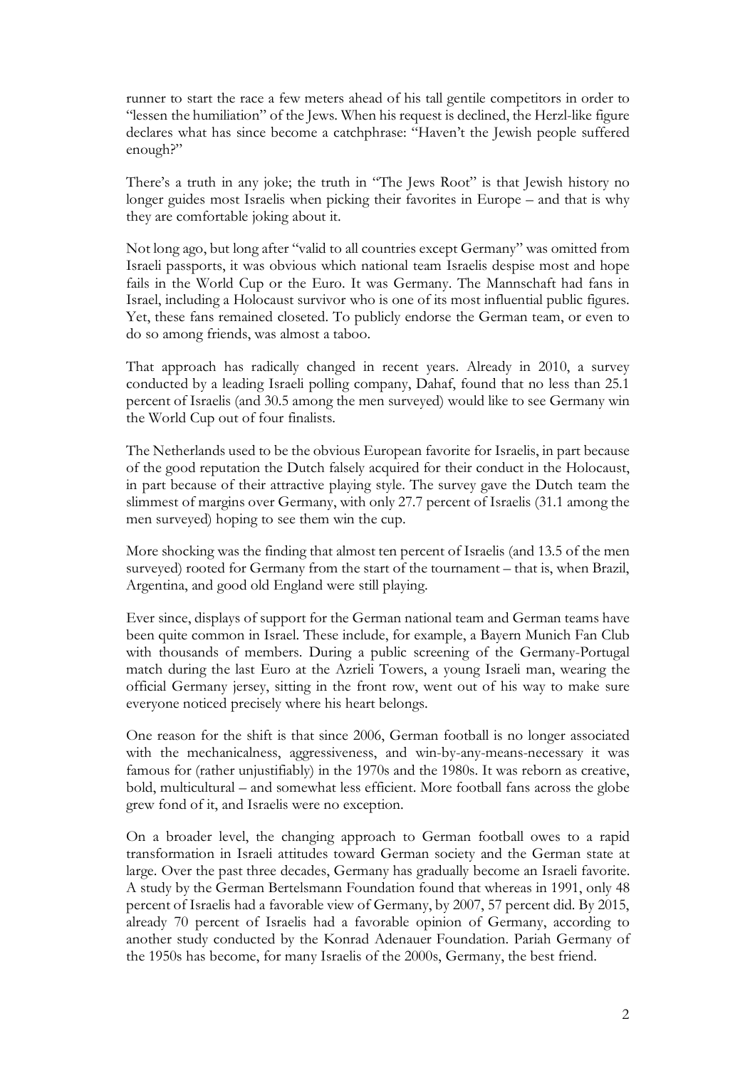runner to start the race a few meters ahead of his tall gentile competitors in order to "lessen the humiliation" of the Jews. When his request is declined, the Herzl-like figure declares what has since become a catchphrase: "Haven't the Jewish people suffered enough?"

There's a truth in any joke; the truth in "The Jews Root" is that Jewish history no longer guides most Israelis when picking their favorites in Europe – and that is why they are comfortable joking about it.

Not long ago, but long after "valid to all countries except Germany" was omitted from Israeli passports, it was obvious which national team Israelis despise most and hope fails in the World Cup or the Euro. It was Germany. The Mannschaft had fans in Israel, including a Holocaust survivor who is one of its most influential public figures. Yet, these fans remained closeted. To publicly endorse the German team, or even to do so among friends, was almost a taboo.

That approach has radically changed in recent years. Already in 2010, a survey conducted by a leading Israeli polling company, Dahaf, found that no less than 25.1 percent of Israelis (and 30.5 among the men surveyed) would like to see Germany win the World Cup out of four finalists.

The Netherlands used to be the obvious European favorite for Israelis, in part because of the good reputation the Dutch falsely acquired for their conduct in the Holocaust, in part because of their attractive playing style. The survey gave the Dutch team the slimmest of margins over Germany, with only 27.7 percent of Israelis (31.1 among the men surveyed) hoping to see them win the cup.

More shocking was the finding that almost ten percent of Israelis (and 13.5 of the men surveyed) rooted for Germany from the start of the tournament – that is, when Brazil, Argentina, and good old England were still playing.

Ever since, displays of support for the German national team and German teams have been quite common in Israel. These include, for example, a Bayern Munich Fan Club with thousands of members. During a public screening of the Germany-Portugal match during the last Euro at the Azrieli Towers, a young Israeli man, wearing the official Germany jersey, sitting in the front row, went out of his way to make sure everyone noticed precisely where his heart belongs.

One reason for the shift is that since 2006, German football is no longer associated with the mechanicalness, aggressiveness, and win-by-any-means-necessary it was famous for (rather unjustifiably) in the 1970s and the 1980s. It was reborn as creative, bold, multicultural – and somewhat less efficient. More football fans across the globe grew fond of it, and Israelis were no exception.

On a broader level, the changing approach to German football owes to a rapid transformation in Israeli attitudes toward German society and the German state at large. Over the past three decades, Germany has gradually become an Israeli favorite. A study by the German Bertelsmann Foundation found that whereas in 1991, only 48 percent of Israelis had a favorable view of Germany, by 2007, 57 percent did. By 2015, already 70 percent of Israelis had a favorable opinion of Germany, according to another study conducted by the Konrad Adenauer Foundation. Pariah Germany of the 1950s has become, for many Israelis of the 2000s, Germany, the best friend.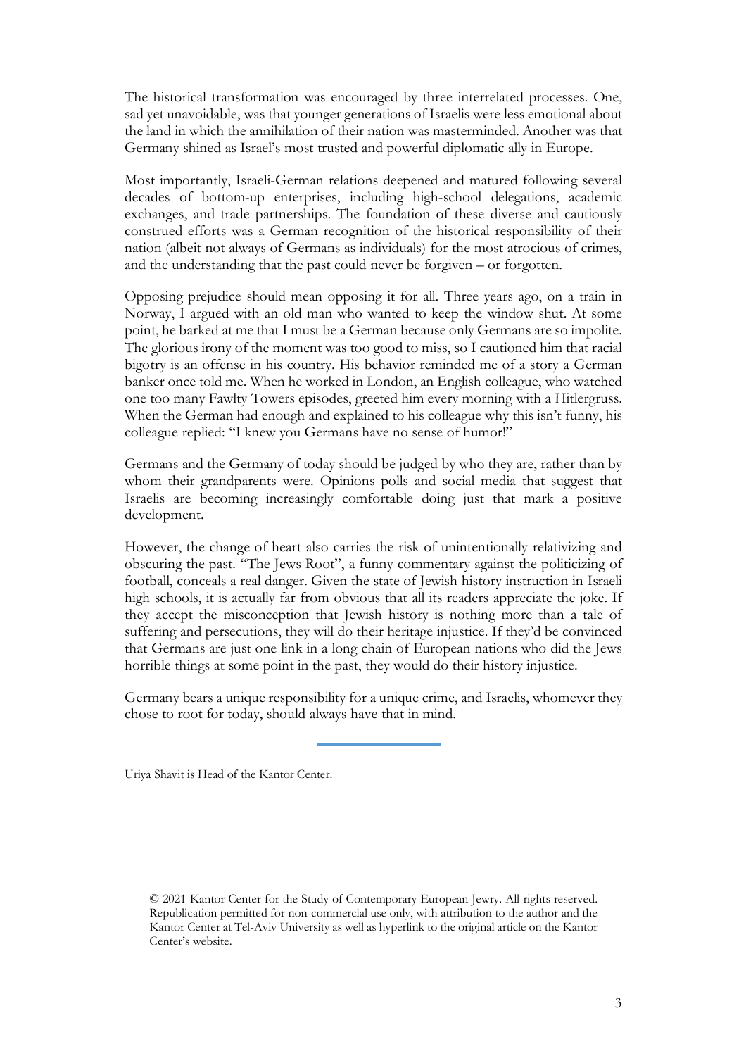The historical transformation was encouraged by three interrelated processes. One, sad yet unavoidable, was that younger generations of Israelis were less emotional about the land in which the annihilation of their nation was masterminded. Another was that Germany shined as Israel's most trusted and powerful diplomatic ally in Europe.

Most importantly, Israeli-German relations deepened and matured following several decades of bottom-up enterprises, including high-school delegations, academic exchanges, and trade partnerships. The foundation of these diverse and cautiously construed efforts was a German recognition of the historical responsibility of their nation (albeit not always of Germans as individuals) for the most atrocious of crimes, and the understanding that the past could never be forgiven – or forgotten.

Opposing prejudice should mean opposing it for all. Three years ago, on a train in Norway, I argued with an old man who wanted to keep the window shut. At some point, he barked at me that I must be a German because only Germans are so impolite. The glorious irony of the moment was too good to miss, so I cautioned him that racial bigotry is an offense in his country. His behavior reminded me of a story a German banker once told me. When he worked in London, an English colleague, who watched one too many Fawlty Towers episodes, greeted him every morning with a Hitlergruss. When the German had enough and explained to his colleague why this isn't funny, his colleague replied: "I knew you Germans have no sense of humor!"

Germans and the Germany of today should be judged by who they are, rather than by whom their grandparents were. Opinions polls and social media that suggest that Israelis are becoming increasingly comfortable doing just that mark a positive development.

However, the change of heart also carries the risk of unintentionally relativizing and obscuring the past. "The Jews Root", a funny commentary against the politicizing of football, conceals a real danger. Given the state of Jewish history instruction in Israeli high schools, it is actually far from obvious that all its readers appreciate the joke. If they accept the misconception that Jewish history is nothing more than a tale of suffering and persecutions, they will do their heritage injustice. If they'd be convinced that Germans are just one link in a long chain of European nations who did the Jews horrible things at some point in the past, they would do their history injustice.

Germany bears a unique responsibility for a unique crime, and Israelis, whomever they chose to root for today, should always have that in mind.

---

Uriya Shavit is Head of the Kantor Center.

© 2021 Kantor Center for the Study of Contemporary European Jewry. All rights reserved. Republication permitted for non-commercial use only, with attribution to the author and the Kantor Center at Tel-Aviv University as well as hyperlink to the original article on the Kantor Center's website.